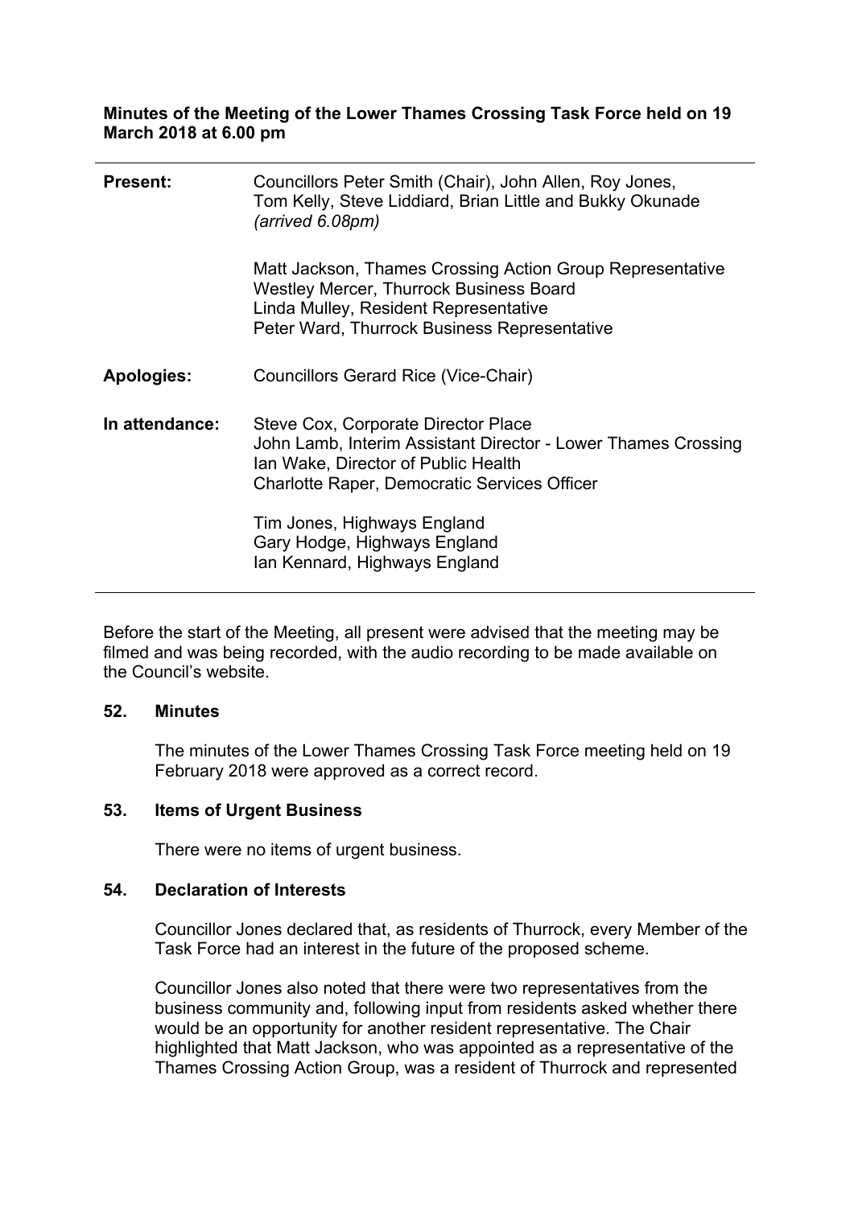**Minutes of the Meeting of the Lower Thames Crossing Task Force held on 19 March 2018 at 6.00 pm**

| | |
|---|---|
| **Present:** | Councillors Peter Smith (Chair), John Allen, Roy Jones, Tom Kelly, Steve Liddiard, Brian Little and Bukky Okunade *(arrived 6.08pm)* |
| | Matt Jackson, Thames Crossing Action Group Representative<br>Westley Mercer, Thurrock Business Board<br>Linda Mulley, Resident Representative<br>Peter Ward, Thurrock Business Representative |
| **Apologies:** | Councillors Gerard Rice (Vice-Chair) |
| **In attendance:** | Steve Cox, Corporate Director Place<br>John Lamb, Interim Assistant Director - Lower Thames Crossing<br>Ian Wake, Director of Public Health<br>Charlotte Raper, Democratic Services Officer |
| | Tim Jones, Highways England<br>Gary Hodge, Highways England<br>Ian Kennard, Highways England |

Before the start of the Meeting, all present were advised that the meeting may be filmed and was being recorded, with the audio recording to be made available on the Council's website.

## 52. Minutes

The minutes of the Lower Thames Crossing Task Force meeting held on 19 February 2018 were approved as a correct record.

## 53. Items of Urgent Business

There were no items of urgent business.

## 54. Declaration of Interests

Councillor Jones declared that, as residents of Thurrock, every Member of the Task Force had an interest in the future of the proposed scheme.

Councillor Jones also noted that there were two representatives from the business community and, following input from residents asked whether there would be an opportunity for another resident representative. The Chair highlighted that Matt Jackson, who was appointed as a representative of the Thames Crossing Action Group, was a resident of Thurrock and represented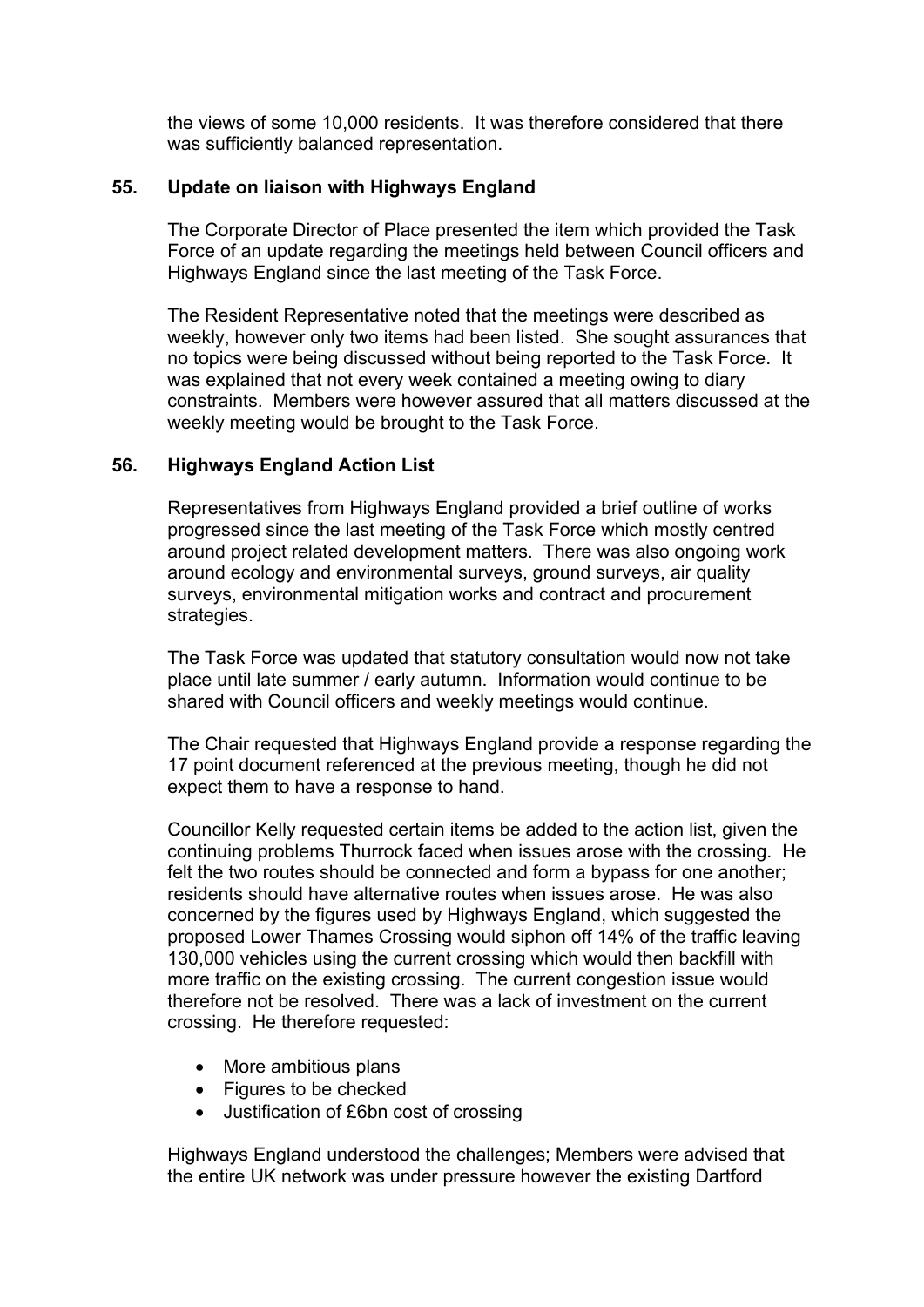the views of some 10,000 residents. It was therefore considered that there was sufficiently balanced representation.

**55. Update on liaison with Highways England**

The Corporate Director of Place presented the item which provided the Task Force of an update regarding the meetings held between Council officers and Highways England since the last meeting of the Task Force.

The Resident Representative noted that the meetings were described as weekly, however only two items had been listed. She sought assurances that no topics were being discussed without being reported to the Task Force. It was explained that not every week contained a meeting owing to diary constraints. Members were however assured that all matters discussed at the weekly meeting would be brought to the Task Force.

**56. Highways England Action List**

Representatives from Highways England provided a brief outline of works progressed since the last meeting of the Task Force which mostly centred around project related development matters. There was also ongoing work around ecology and environmental surveys, ground surveys, air quality surveys, environmental mitigation works and contract and procurement strategies.

The Task Force was updated that statutory consultation would now not take place until late summer / early autumn. Information would continue to be shared with Council officers and weekly meetings would continue.

The Chair requested that Highways England provide a response regarding the 17 point document referenced at the previous meeting, though he did not expect them to have a response to hand.

Councillor Kelly requested certain items be added to the action list, given the continuing problems Thurrock faced when issues arose with the crossing. He felt the two routes should be connected and form a bypass for one another; residents should have alternative routes when issues arose. He was also concerned by the figures used by Highways England, which suggested the proposed Lower Thames Crossing would siphon off 14% of the traffic leaving 130,000 vehicles using the current crossing which would then backfill with more traffic on the existing crossing. The current congestion issue would therefore not be resolved. There was a lack of investment on the current crossing. He therefore requested:

- More ambitious plans
- Figures to be checked
- Justification of £6bn cost of crossing

Highways England understood the challenges; Members were advised that the entire UK network was under pressure however the existing Dartford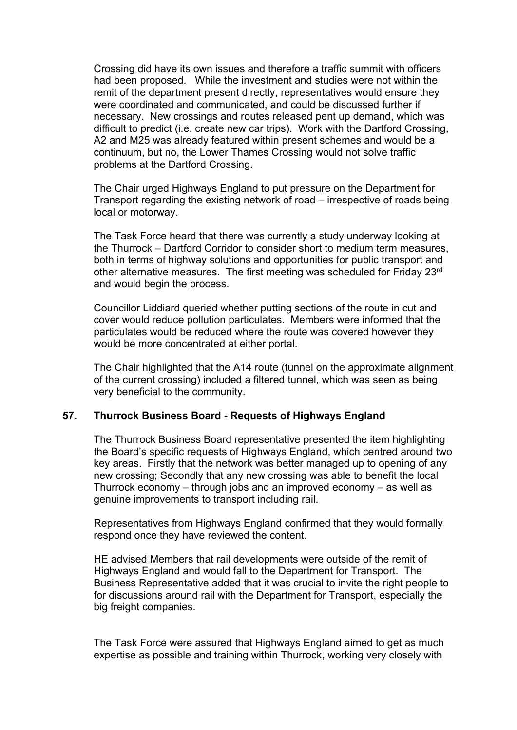Crossing did have its own issues and therefore a traffic summit with officers had been proposed. While the investment and studies were not within the remit of the department present directly, representatives would ensure they were coordinated and communicated, and could be discussed further if necessary. New crossings and routes released pent up demand, which was difficult to predict (i.e. create new car trips). Work with the Dartford Crossing, A2 and M25 was already featured within present schemes and would be a continuum, but no, the Lower Thames Crossing would not solve traffic problems at the Dartford Crossing.

The Chair urged Highways England to put pressure on the Department for Transport regarding the existing network of road – irrespective of roads being local or motorway.

The Task Force heard that there was currently a study underway looking at the Thurrock – Dartford Corridor to consider short to medium term measures, both in terms of highway solutions and opportunities for public transport and other alternative measures. The first meeting was scheduled for Friday 23rd and would begin the process.

Councillor Liddiard queried whether putting sections of the route in cut and cover would reduce pollution particulates. Members were informed that the particulates would be reduced where the route was covered however they would be more concentrated at either portal.

The Chair highlighted that the A14 route (tunnel on the approximate alignment of the current crossing) included a filtered tunnel, which was seen as being very beneficial to the community.

## 57. Thurrock Business Board - Requests of Highways England

The Thurrock Business Board representative presented the item highlighting the Board's specific requests of Highways England, which centred around two key areas. Firstly that the network was better managed up to opening of any new crossing; Secondly that any new crossing was able to benefit the local Thurrock economy – through jobs and an improved economy – as well as genuine improvements to transport including rail.

Representatives from Highways England confirmed that they would formally respond once they have reviewed the content.

HE advised Members that rail developments were outside of the remit of Highways England and would fall to the Department for Transport. The Business Representative added that it was crucial to invite the right people to for discussions around rail with the Department for Transport, especially the big freight companies.

The Task Force were assured that Highways England aimed to get as much expertise as possible and training within Thurrock, working very closely with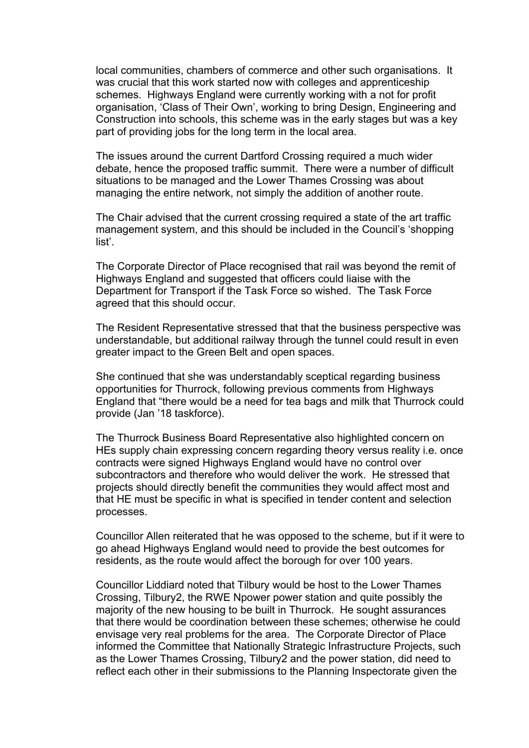local communities, chambers of commerce and other such organisations. It was crucial that this work started now with colleges and apprenticeship schemes. Highways England were currently working with a not for profit organisation, 'Class of Their Own', working to bring Design, Engineering and Construction into schools, this scheme was in the early stages but was a key part of providing jobs for the long term in the local area.

The issues around the current Dartford Crossing required a much wider debate, hence the proposed traffic summit. There were a number of difficult situations to be managed and the Lower Thames Crossing was about managing the entire network, not simply the addition of another route.

The Chair advised that the current crossing required a state of the art traffic management system, and this should be included in the Council's 'shopping list'.

The Corporate Director of Place recognised that rail was beyond the remit of Highways England and suggested that officers could liaise with the Department for Transport if the Task Force so wished. The Task Force agreed that this should occur.

The Resident Representative stressed that that the business perspective was understandable, but additional railway through the tunnel could result in even greater impact to the Green Belt and open spaces.

She continued that she was understandably sceptical regarding business opportunities for Thurrock, following previous comments from Highways England that "there would be a need for tea bags and milk that Thurrock could provide (Jan '18 taskforce).

The Thurrock Business Board Representative also highlighted concern on HEs supply chain expressing concern regarding theory versus reality i.e. once contracts were signed Highways England would have no control over subcontractors and therefore who would deliver the work. He stressed that projects should directly benefit the communities they would affect most and that HE must be specific in what is specified in tender content and selection processes.

Councillor Allen reiterated that he was opposed to the scheme, but if it were to go ahead Highways England would need to provide the best outcomes for residents, as the route would affect the borough for over 100 years.

Councillor Liddiard noted that Tilbury would be host to the Lower Thames Crossing, Tilbury2, the RWE Npower power station and quite possibly the majority of the new housing to be built in Thurrock. He sought assurances that there would be coordination between these schemes; otherwise he could envisage very real problems for the area. The Corporate Director of Place informed the Committee that Nationally Strategic Infrastructure Projects, such as the Lower Thames Crossing, Tilbury2 and the power station, did need to reflect each other in their submissions to the Planning Inspectorate given the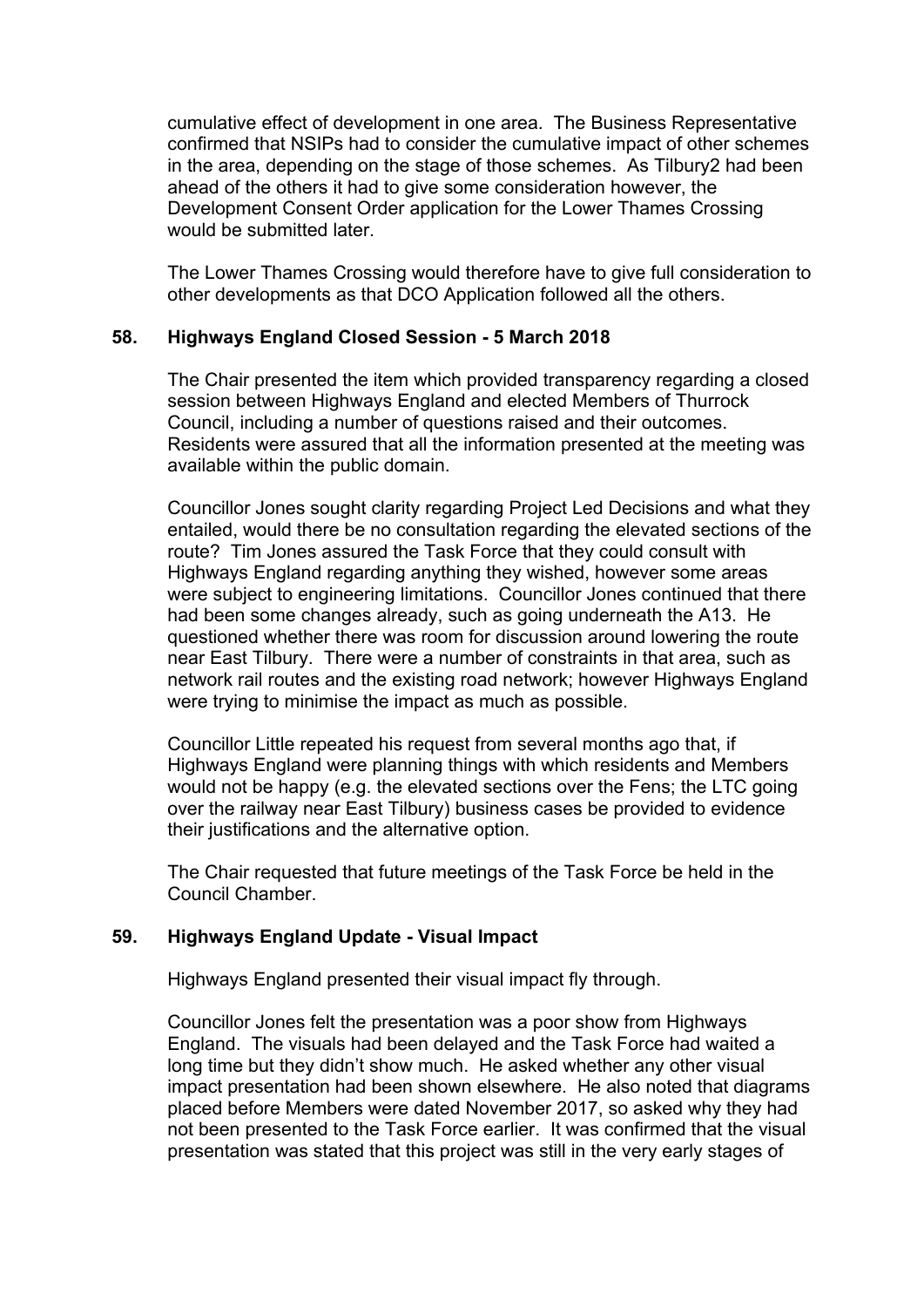cumulative effect of development in one area. The Business Representative confirmed that NSIPs had to consider the cumulative impact of other schemes in the area, depending on the stage of those schemes. As Tilbury2 had been ahead of the others it had to give some consideration however, the Development Consent Order application for the Lower Thames Crossing would be submitted later.

The Lower Thames Crossing would therefore have to give full consideration to other developments as that DCO Application followed all the others.

## 58. Highways England Closed Session - 5 March 2018

The Chair presented the item which provided transparency regarding a closed session between Highways England and elected Members of Thurrock Council, including a number of questions raised and their outcomes. Residents were assured that all the information presented at the meeting was available within the public domain.

Councillor Jones sought clarity regarding Project Led Decisions and what they entailed, would there be no consultation regarding the elevated sections of the route? Tim Jones assured the Task Force that they could consult with Highways England regarding anything they wished, however some areas were subject to engineering limitations. Councillor Jones continued that there had been some changes already, such as going underneath the A13. He questioned whether there was room for discussion around lowering the route near East Tilbury. There were a number of constraints in that area, such as network rail routes and the existing road network; however Highways England were trying to minimise the impact as much as possible.

Councillor Little repeated his request from several months ago that, if Highways England were planning things with which residents and Members would not be happy (e.g. the elevated sections over the Fens; the LTC going over the railway near East Tilbury) business cases be provided to evidence their justifications and the alternative option.

The Chair requested that future meetings of the Task Force be held in the Council Chamber.

## 59. Highways England Update - Visual Impact

Highways England presented their visual impact fly through.

Councillor Jones felt the presentation was a poor show from Highways England. The visuals had been delayed and the Task Force had waited a long time but they didn't show much. He asked whether any other visual impact presentation had been shown elsewhere. He also noted that diagrams placed before Members were dated November 2017, so asked why they had not been presented to the Task Force earlier. It was confirmed that the visual presentation was stated that this project was still in the very early stages of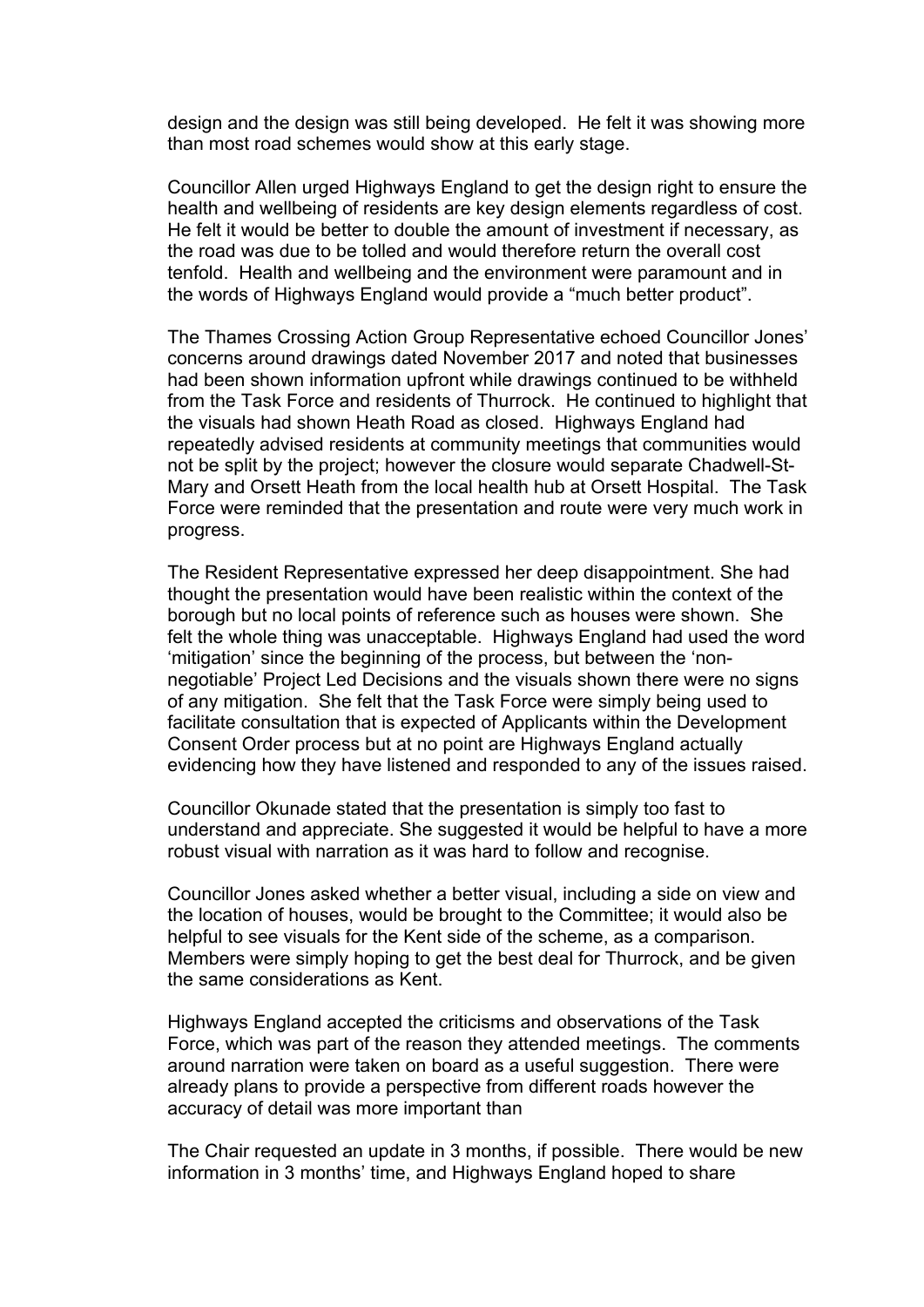design and the design was still being developed. He felt it was showing more than most road schemes would show at this early stage.

Councillor Allen urged Highways England to get the design right to ensure the health and wellbeing of residents are key design elements regardless of cost. He felt it would be better to double the amount of investment if necessary, as the road was due to be tolled and would therefore return the overall cost tenfold. Health and wellbeing and the environment were paramount and in the words of Highways England would provide a "much better product".

The Thames Crossing Action Group Representative echoed Councillor Jones' concerns around drawings dated November 2017 and noted that businesses had been shown information upfront while drawings continued to be withheld from the Task Force and residents of Thurrock. He continued to highlight that the visuals had shown Heath Road as closed. Highways England had repeatedly advised residents at community meetings that communities would not be split by the project; however the closure would separate Chadwell-St-Mary and Orsett Heath from the local health hub at Orsett Hospital. The Task Force were reminded that the presentation and route were very much work in progress.

The Resident Representative expressed her deep disappointment. She had thought the presentation would have been realistic within the context of the borough but no local points of reference such as houses were shown. She felt the whole thing was unacceptable. Highways England had used the word 'mitigation' since the beginning of the process, but between the 'non-negotiable' Project Led Decisions and the visuals shown there were no signs of any mitigation. She felt that the Task Force were simply being used to facilitate consultation that is expected of Applicants within the Development Consent Order process but at no point are Highways England actually evidencing how they have listened and responded to any of the issues raised.

Councillor Okunade stated that the presentation is simply too fast to understand and appreciate. She suggested it would be helpful to have a more robust visual with narration as it was hard to follow and recognise.

Councillor Jones asked whether a better visual, including a side on view and the location of houses, would be brought to the Committee; it would also be helpful to see visuals for the Kent side of the scheme, as a comparison. Members were simply hoping to get the best deal for Thurrock, and be given the same considerations as Kent.

Highways England accepted the criticisms and observations of the Task Force, which was part of the reason they attended meetings. The comments around narration were taken on board as a useful suggestion. There were already plans to provide a perspective from different roads however the accuracy of detail was more important than

The Chair requested an update in 3 months, if possible. There would be new information in 3 months' time, and Highways England hoped to share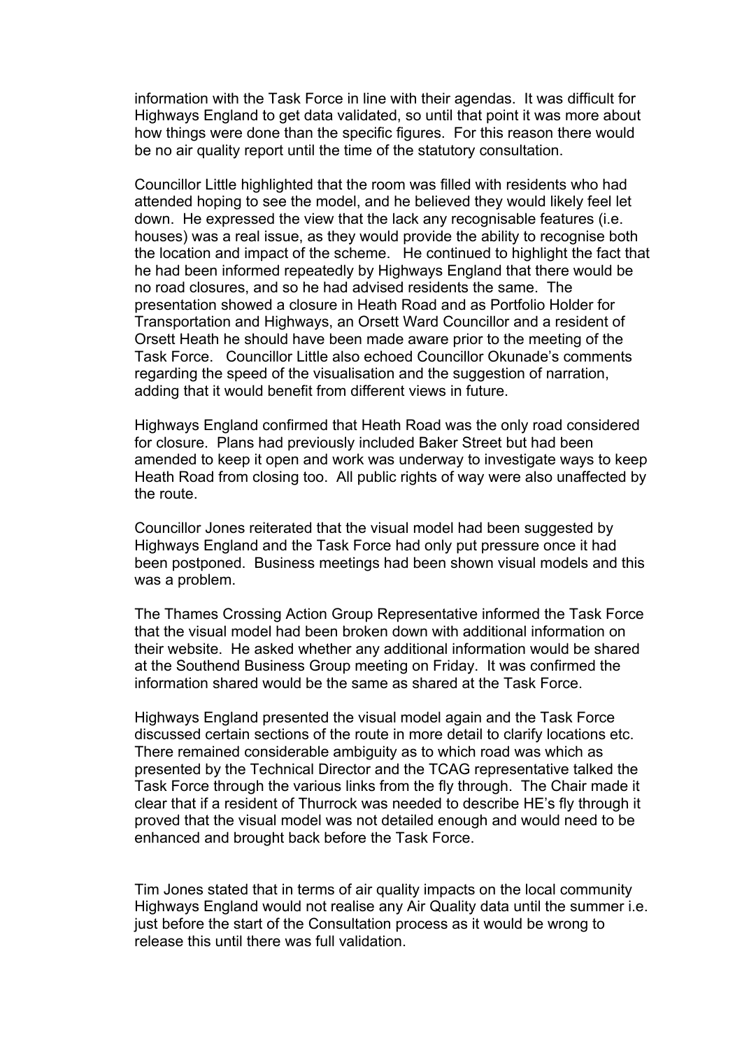information with the Task Force in line with their agendas. It was difficult for Highways England to get data validated, so until that point it was more about how things were done than the specific figures. For this reason there would be no air quality report until the time of the statutory consultation.

Councillor Little highlighted that the room was filled with residents who had attended hoping to see the model, and he believed they would likely feel let down. He expressed the view that the lack any recognisable features (i.e. houses) was a real issue, as they would provide the ability to recognise both the location and impact of the scheme. He continued to highlight the fact that he had been informed repeatedly by Highways England that there would be no road closures, and so he had advised residents the same. The presentation showed a closure in Heath Road and as Portfolio Holder for Transportation and Highways, an Orsett Ward Councillor and a resident of Orsett Heath he should have been made aware prior to the meeting of the Task Force. Councillor Little also echoed Councillor Okunade's comments regarding the speed of the visualisation and the suggestion of narration, adding that it would benefit from different views in future.

Highways England confirmed that Heath Road was the only road considered for closure. Plans had previously included Baker Street but had been amended to keep it open and work was underway to investigate ways to keep Heath Road from closing too. All public rights of way were also unaffected by the route.

Councillor Jones reiterated that the visual model had been suggested by Highways England and the Task Force had only put pressure once it had been postponed. Business meetings had been shown visual models and this was a problem.

The Thames Crossing Action Group Representative informed the Task Force that the visual model had been broken down with additional information on their website. He asked whether any additional information would be shared at the Southend Business Group meeting on Friday. It was confirmed the information shared would be the same as shared at the Task Force.

Highways England presented the visual model again and the Task Force discussed certain sections of the route in more detail to clarify locations etc. There remained considerable ambiguity as to which road was which as presented by the Technical Director and the TCAG representative talked the Task Force through the various links from the fly through. The Chair made it clear that if a resident of Thurrock was needed to describe HE's fly through it proved that the visual model was not detailed enough and would need to be enhanced and brought back before the Task Force.

Tim Jones stated that in terms of air quality impacts on the local community Highways England would not realise any Air Quality data until the summer i.e. just before the start of the Consultation process as it would be wrong to release this until there was full validation.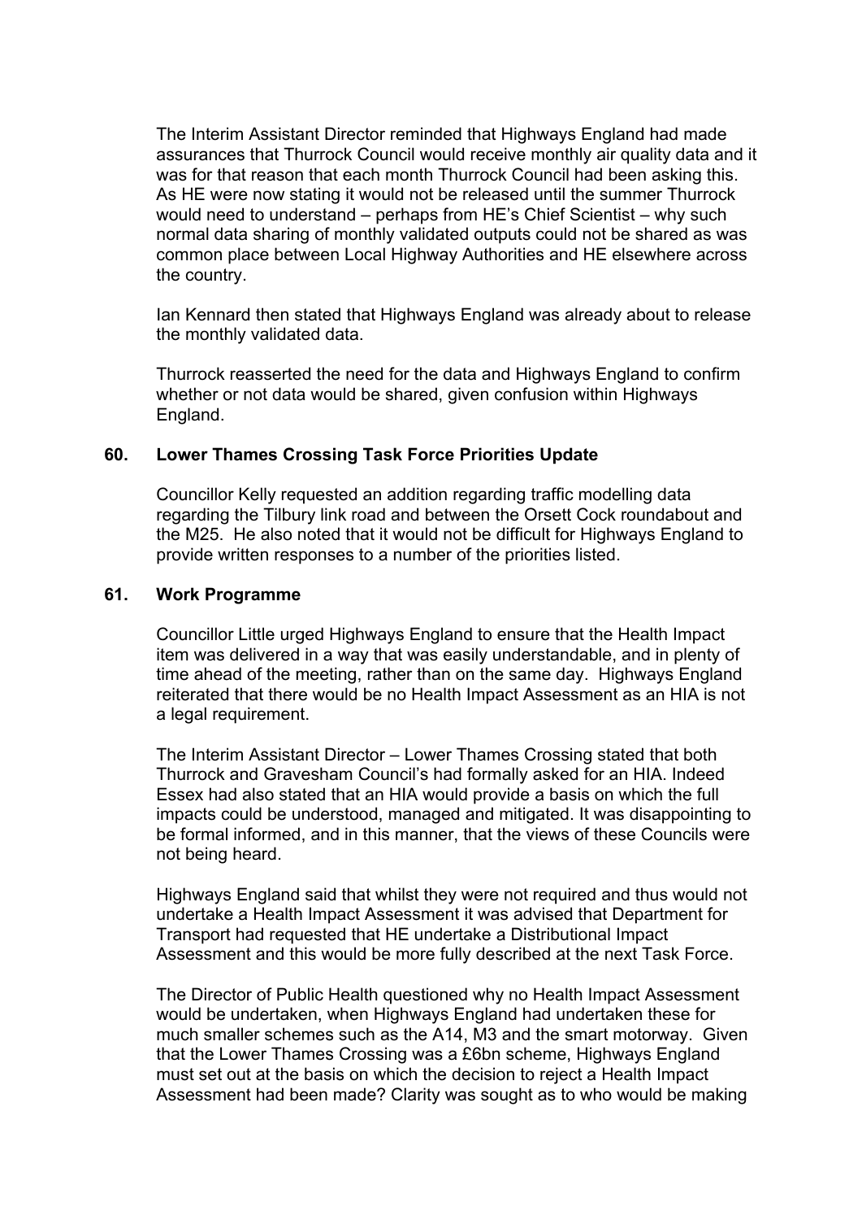The Interim Assistant Director reminded that Highways England had made assurances that Thurrock Council would receive monthly air quality data and it was for that reason that each month Thurrock Council had been asking this. As HE were now stating it would not be released until the summer Thurrock would need to understand – perhaps from HE's Chief Scientist – why such normal data sharing of monthly validated outputs could not be shared as was common place between Local Highway Authorities and HE elsewhere across the country.

Ian Kennard then stated that Highways England was already about to release the monthly validated data.

Thurrock reasserted the need for the data and Highways England to confirm whether or not data would be shared, given confusion within Highways England.

## 60. Lower Thames Crossing Task Force Priorities Update

Councillor Kelly requested an addition regarding traffic modelling data regarding the Tilbury link road and between the Orsett Cock roundabout and the M25. He also noted that it would not be difficult for Highways England to provide written responses to a number of the priorities listed.

## 61. Work Programme

Councillor Little urged Highways England to ensure that the Health Impact item was delivered in a way that was easily understandable, and in plenty of time ahead of the meeting, rather than on the same day. Highways England reiterated that there would be no Health Impact Assessment as an HIA is not a legal requirement.

The Interim Assistant Director – Lower Thames Crossing stated that both Thurrock and Gravesham Council's had formally asked for an HIA. Indeed Essex had also stated that an HIA would provide a basis on which the full impacts could be understood, managed and mitigated. It was disappointing to be formal informed, and in this manner, that the views of these Councils were not being heard.

Highways England said that whilst they were not required and thus would not undertake a Health Impact Assessment it was advised that Department for Transport had requested that HE undertake a Distributional Impact Assessment and this would be more fully described at the next Task Force.

The Director of Public Health questioned why no Health Impact Assessment would be undertaken, when Highways England had undertaken these for much smaller schemes such as the A14, M3 and the smart motorway. Given that the Lower Thames Crossing was a £6bn scheme, Highways England must set out at the basis on which the decision to reject a Health Impact Assessment had been made? Clarity was sought as to who would be making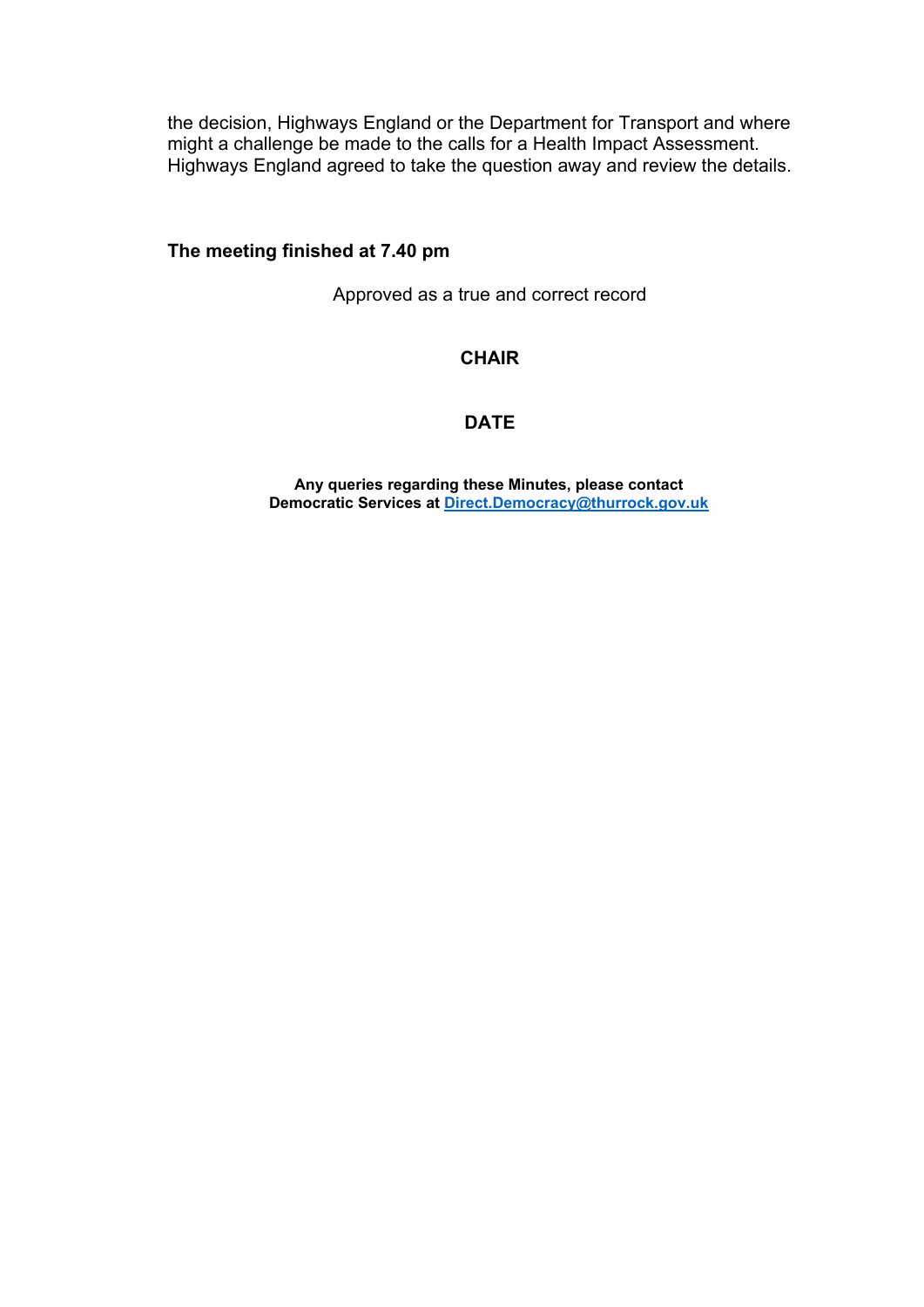the decision, Highways England or the Department for Transport and where might a challenge be made to the calls for a Health Impact Assessment. Highways England agreed to take the question away and review the details.

**The meeting finished at 7.40 pm**

Approved as a true and correct record

**CHAIR**

**DATE**

**Any queries regarding these Minutes, please contact Democratic Services at [Direct.Democracy@thurrock.gov.uk](mailto:Direct.Democracy@thurrock.gov.uk)**